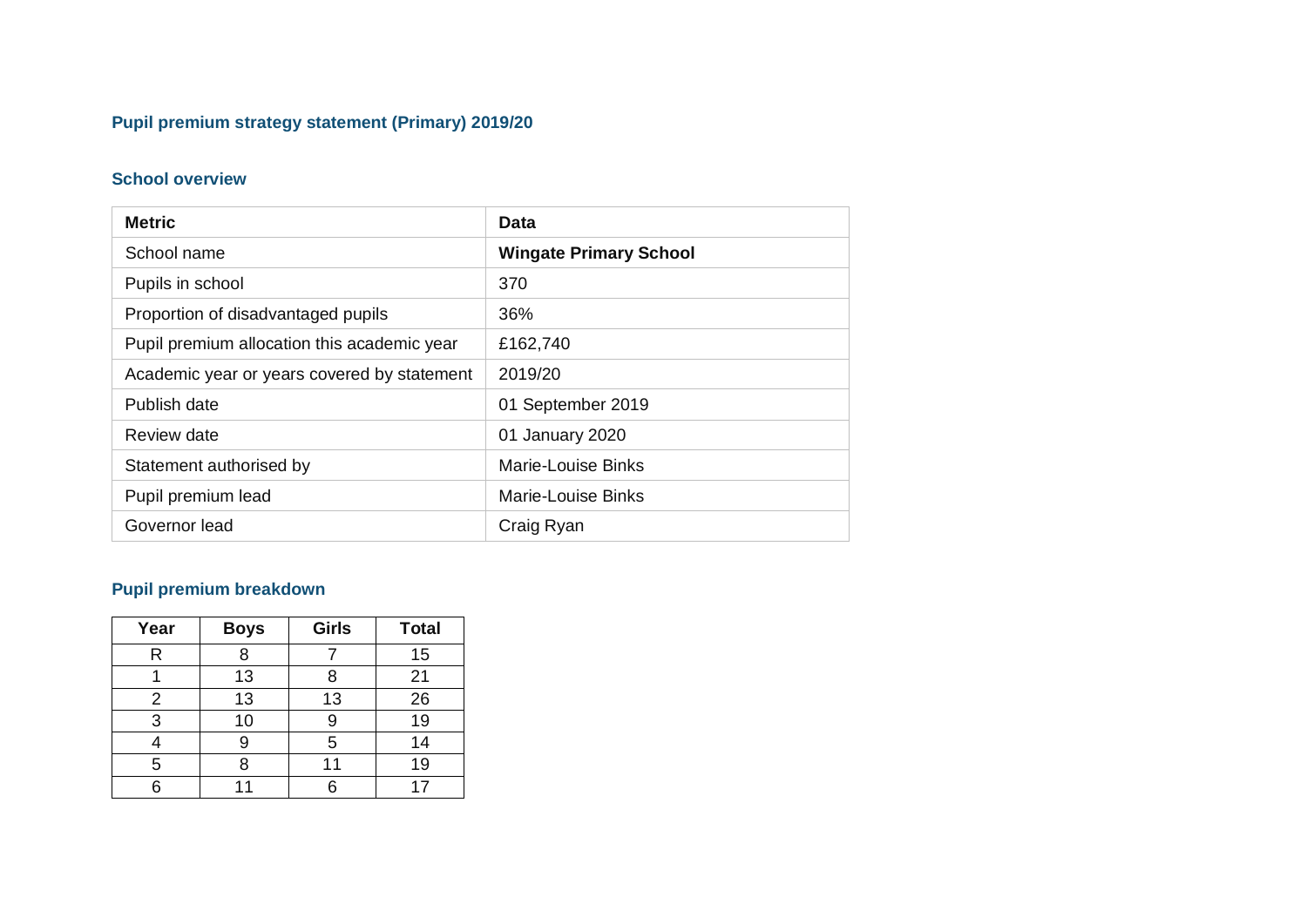## Pupil premium strategy statement (Primary) 2019/20

### School overview

| Metric | Data |
|---|---|
| School name | **Wingate Primary School** |
| Pupils in school | 370 |
| Proportion of disadvantaged pupils | 36% |
| Pupil premium allocation this academic year | £162,740 |
| Academic year or years covered by statement | 2019/20 |
| Publish date | 01 September 2019 |
| Review date | 01 January 2020 |
| Statement authorised by | Marie-Louise Binks |
| Pupil premium lead | Marie-Louise Binks |
| Governor lead | Craig Ryan |

### Pupil premium breakdown

| Year | Boys | Girls | Total |
|---|---|---|---|
| R | 8 | 7 | 15 |
| 1 | 13 | 8 | 21 |
| 2 | 13 | 13 | 26 |
| 3 | 10 | 9 | 19 |
| 4 | 9 | 5 | 14 |
| 5 | 8 | 11 | 19 |
| 6 | 11 | 6 | 17 |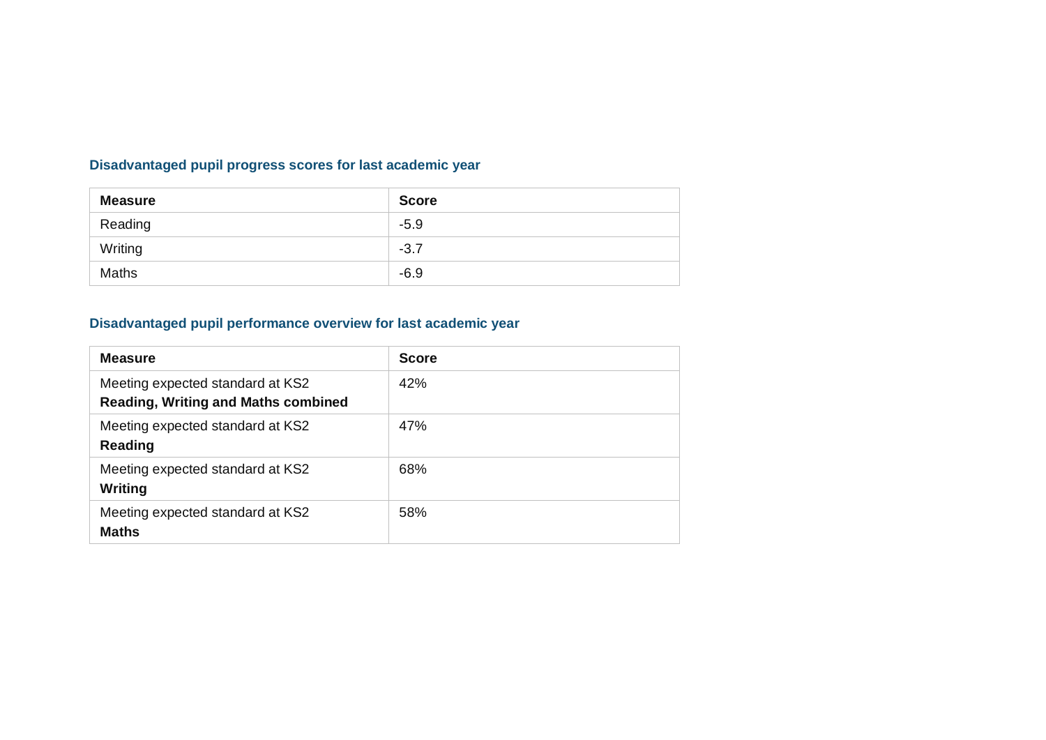### Disadvantaged pupil progress scores for last academic year

| Measure | Score |
|---|---|
| Reading | -5.9 |
| Writing | -3.7 |
| Maths | -6.9 |

### Disadvantaged pupil performance overview for last academic year

| Measure | Score |
|---|---|
| Meeting expected standard at KS2 **Reading, Writing and Maths combined** | 42% |
| Meeting expected standard at KS2 **Reading** | 47% |
| Meeting expected standard at KS2 **Writing** | 68% |
| Meeting expected standard at KS2 **Maths** | 58% |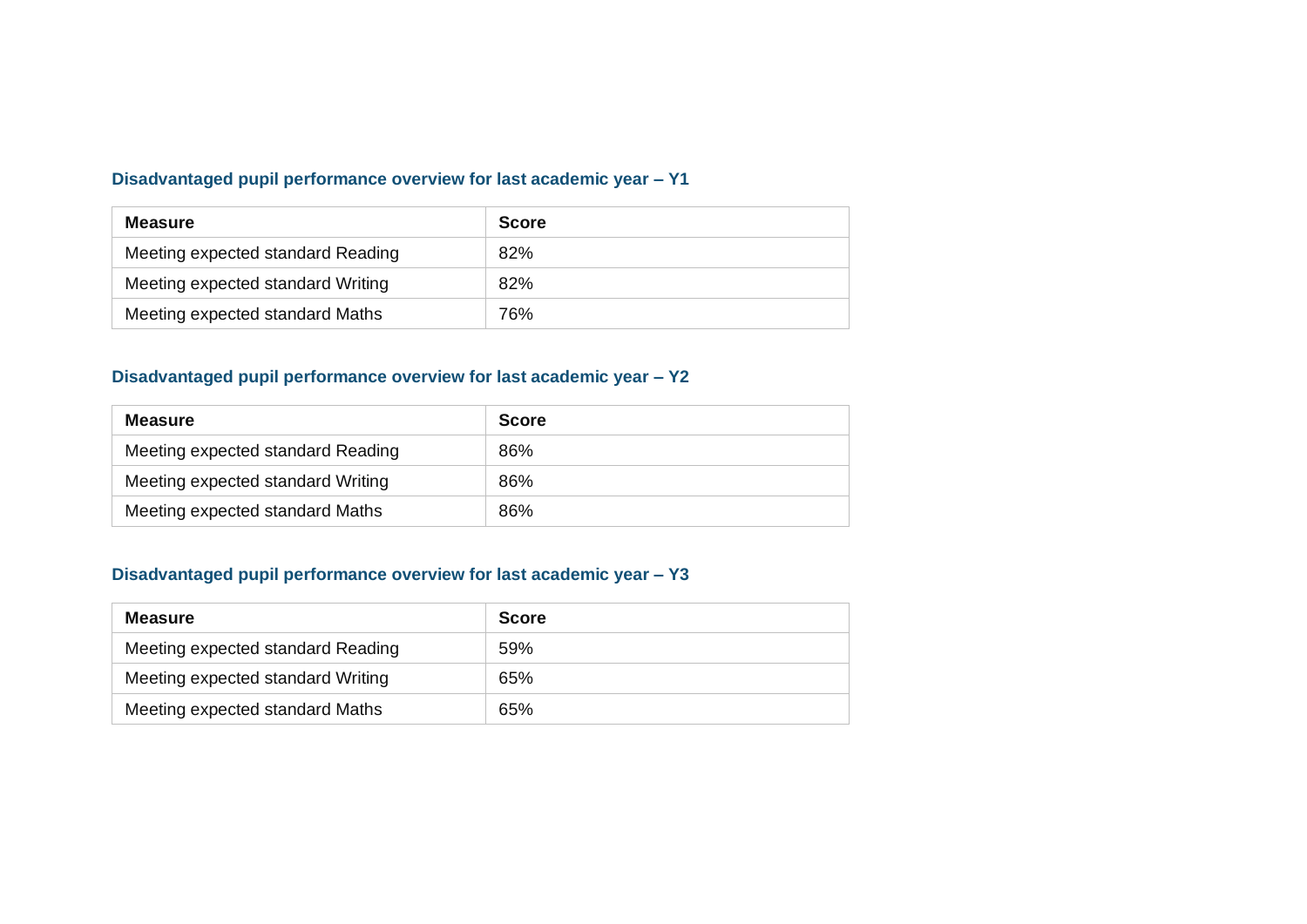### Disadvantaged pupil performance overview for last academic year – Y1

| Measure | Score |
|---|---|
| Meeting expected standard Reading | 82% |
| Meeting expected standard Writing | 82% |
| Meeting expected standard Maths | 76% |

### Disadvantaged pupil performance overview for last academic year – Y2

| Measure | Score |
|---|---|
| Meeting expected standard Reading | 86% |
| Meeting expected standard Writing | 86% |
| Meeting expected standard Maths | 86% |

### Disadvantaged pupil performance overview for last academic year – Y3

| Measure | Score |
|---|---|
| Meeting expected standard Reading | 59% |
| Meeting expected standard Writing | 65% |
| Meeting expected standard Maths | 65% |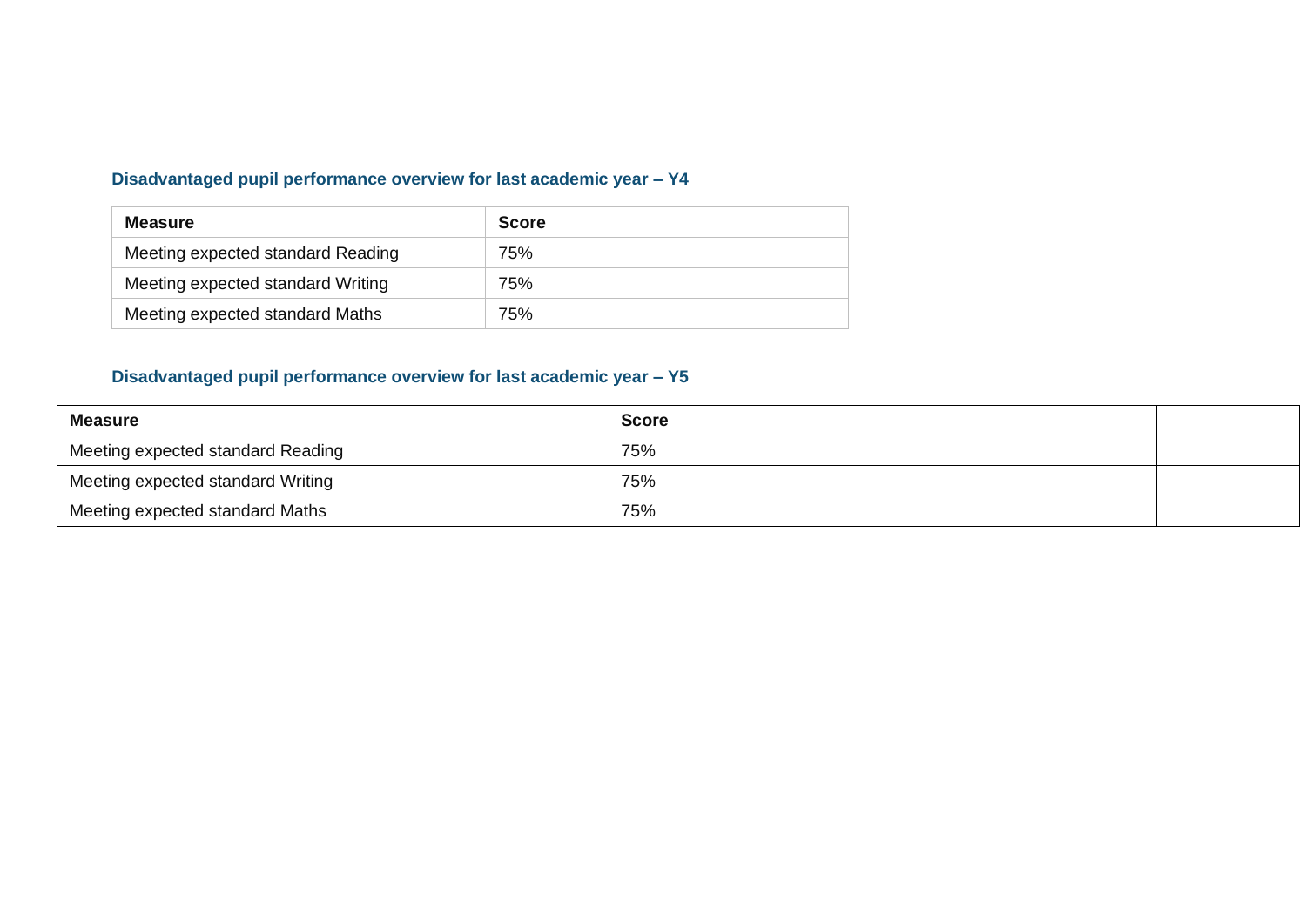### Disadvantaged pupil performance overview for last academic year – Y4

| Measure | Score |
|---|---|
| Meeting expected standard Reading | 75% |
| Meeting expected standard Writing | 75% |
| Meeting expected standard Maths | 75% |

### Disadvantaged pupil performance overview for last academic year – Y5

| Measure | Score | | |
|---|---|---|---|
| Meeting expected standard Reading | 75% | | |
| Meeting expected standard Writing | 75% | | |
| Meeting expected standard Maths | 75% | | |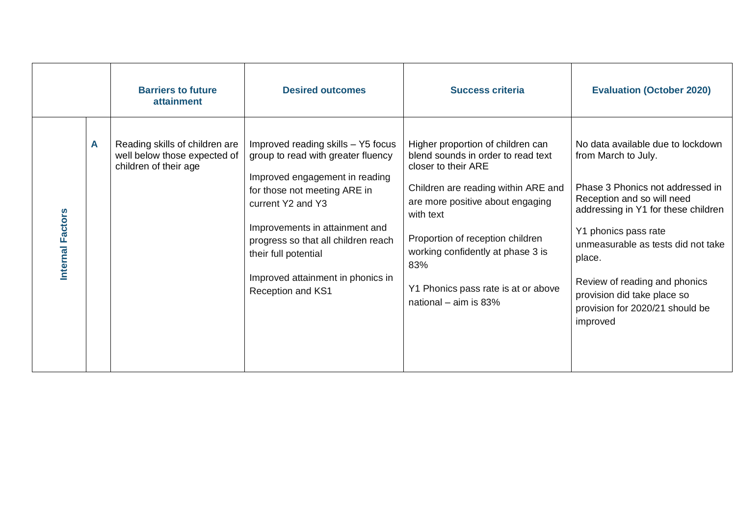| | | Barriers to future attainment | Desired outcomes | Success criteria | Evaluation (October 2020) |
|---|---|---|---|---|---|
| Internal Factors | A | Reading skills of children are well below those expected of children of their age | Improved reading skills – Y5 focus group to read with greater fluency<br><br>Improved engagement in reading for those not meeting ARE in current Y2 and Y3<br><br>Improvements in attainment and progress so that all children reach their full potential<br><br>Improved attainment in phonics in Reception and KS1 | Higher proportion of children can blend sounds in order to read text closer to their ARE<br><br>Children are reading within ARE and are more positive about engaging with text<br><br>Proportion of reception children working confidently at phase 3 is 83%<br><br>Y1 Phonics pass rate is at or above national – aim is 83% | No data available due to lockdown from March to July.<br><br>Phase 3 Phonics not addressed in Reception and so will need addressing in Y1 for these children<br><br>Y1 phonics pass rate unmeasurable as tests did not take place.<br><br>Review of reading and phonics provision did take place so provision for 2020/21 should be improved |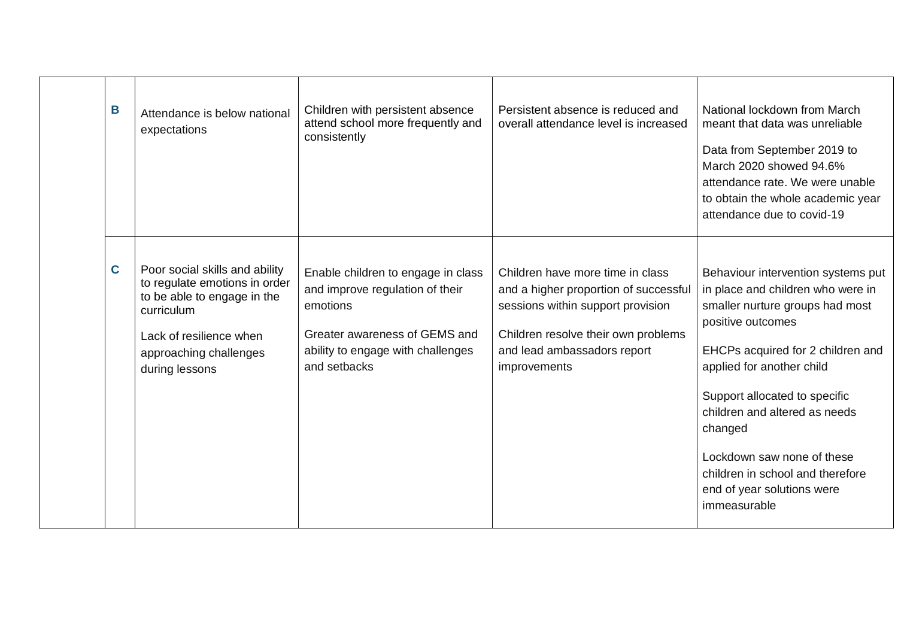| | | | | | |
|---|---|---|---|---|---|
| | B | Attendance is below national expectations | Children with persistent absence attend school more frequently and consistently | Persistent absence is reduced and overall attendance level is increased | National lockdown from March meant that data was unreliable<br><br>Data from September 2019 to March 2020 showed 94.6% attendance rate. We were unable to obtain the whole academic year attendance due to covid-19 |
| | C | Poor social skills and ability to regulate emotions in order to be able to engage in the curriculum<br><br>Lack of resilience when approaching challenges during lessons | Enable children to engage in class and improve regulation of their emotions<br><br>Greater awareness of GEMS and ability to engage with challenges and setbacks | Children have more time in class and a higher proportion of successful sessions within support provision<br><br>Children resolve their own problems and lead ambassadors report improvements | Behaviour intervention systems put in place and children who were in smaller nurture groups had most positive outcomes<br><br>EHCPs acquired for 2 children and applied for another child<br><br>Support allocated to specific children and altered as needs changed<br><br>Lockdown saw none of these children in school and therefore end of year solutions were immeasurable |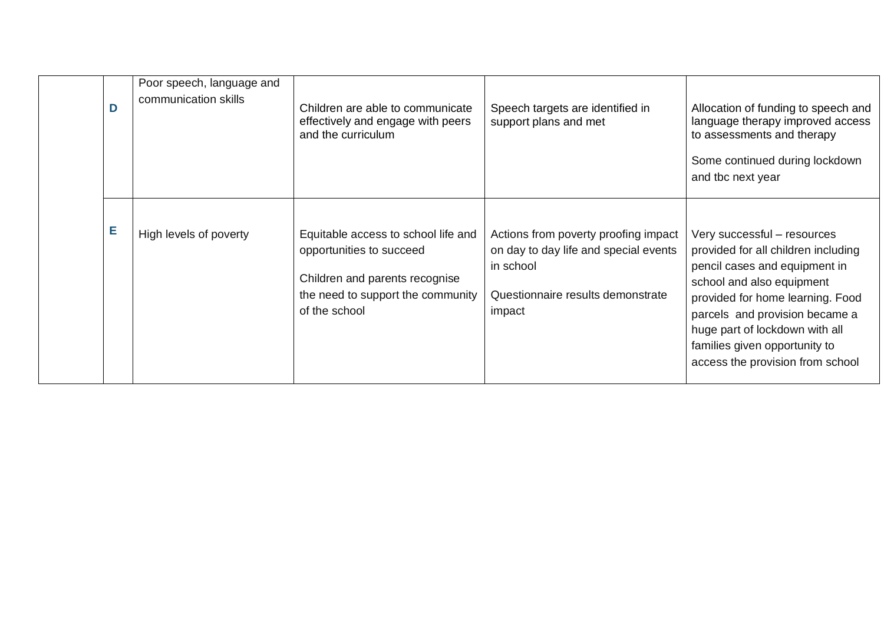| | | | | | |
|---|---|---|---|---|---|
| | D | Poor speech, language and communication skills | Children are able to communicate effectively and engage with peers and the curriculum | Speech targets are identified in support plans and met | Allocation of funding to speech and language therapy improved access to assessments and therapy<br><br>Some continued during lockdown and tbc next year |
| | E | High levels of poverty | Equitable access to school life and opportunities to succeed<br><br>Children and parents recognise the need to support the community of the school | Actions from poverty proofing impact on day to day life and special events in school<br><br>Questionnaire results demonstrate impact | Very successful – resources provided for all children including pencil cases and equipment in school and also equipment provided for home learning. Food parcels and provision became a huge part of lockdown with all families given opportunity to access the provision from school |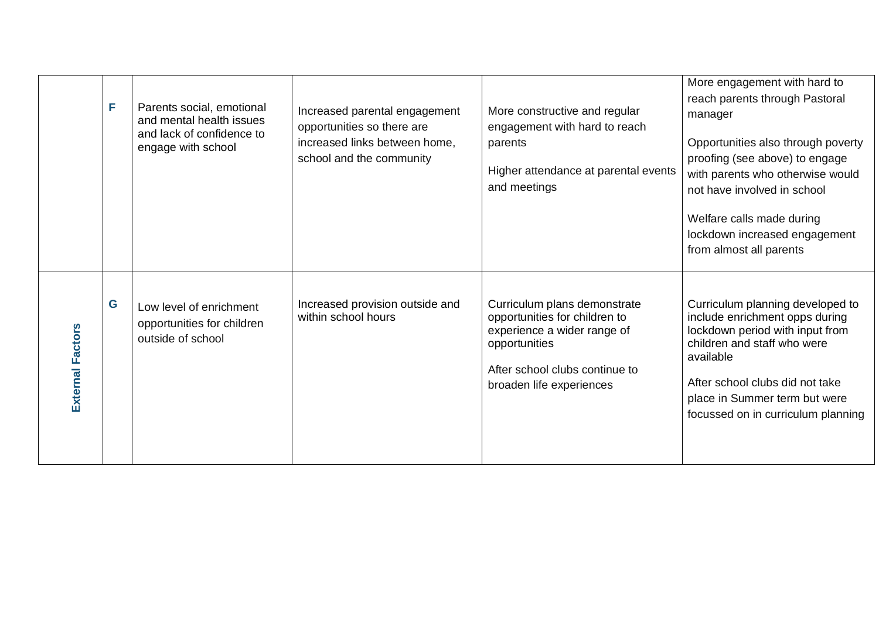| | | | | | |
|---|---|---|---|---|---|
| | F | Parents social, emotional and mental health issues and lack of confidence to engage with school | Increased parental engagement opportunities so there are increased links between home, school and the community | More constructive and regular engagement with hard to reach parents<br><br>Higher attendance at parental events and meetings | More engagement with hard to reach parents through Pastoral manager<br><br>Opportunities also through poverty proofing (see above) to engage with parents who otherwise would not have involved in school<br><br>Welfare calls made during lockdown increased engagement from almost all parents |
| **External Factors** | G | Low level of enrichment opportunities for children outside of school | Increased provision outside and within school hours | Curriculum plans demonstrate opportunities for children to experience a wider range of opportunities<br><br>After school clubs continue to broaden life experiences | Curriculum planning developed to include enrichment opps during lockdown period with input from children and staff who were available<br><br>After school clubs did not take place in Summer term but were focussed on in curriculum planning |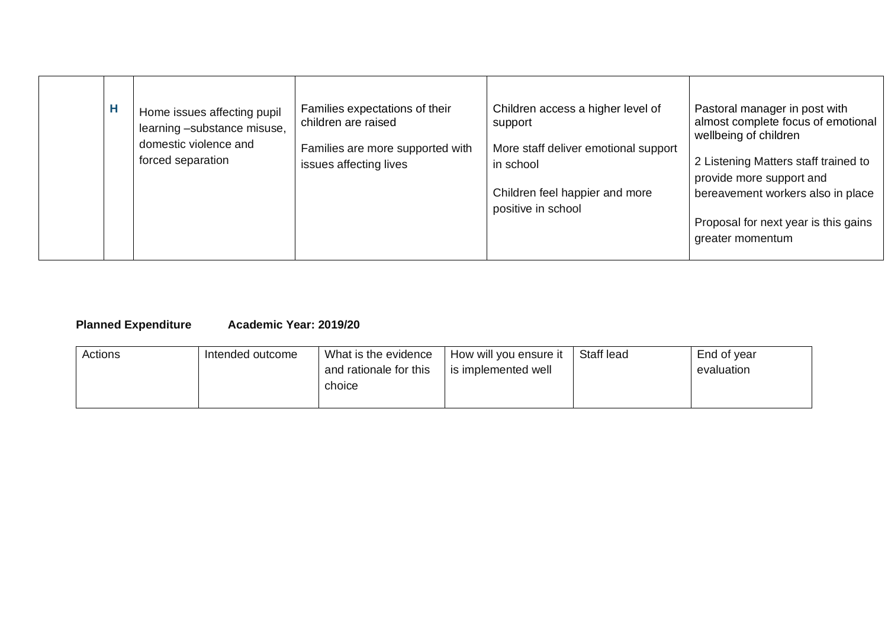|  | H | Home issues affecting pupil learning –substance misuse, domestic violence and forced separation | Families expectations of their children are raised<br><br>Families are more supported with issues affecting lives | Children access a higher level of support<br><br>More staff deliver emotional support in school<br><br>Children feel happier and more positive in school | Pastoral manager in post with almost complete focus of emotional wellbeing of children<br><br>2 Listening Matters staff trained to provide more support and bereavement workers also in place<br><br>Proposal for next year is this gains greater momentum |
|---|---|---|---|---|---|

**Planned Expenditure    Academic Year: 2019/20**

| Actions | Intended outcome | What is the evidence and rationale for this choice | How will you ensure it is implemented well | Staff lead | End of year evaluation |
|---|---|---|---|---|---|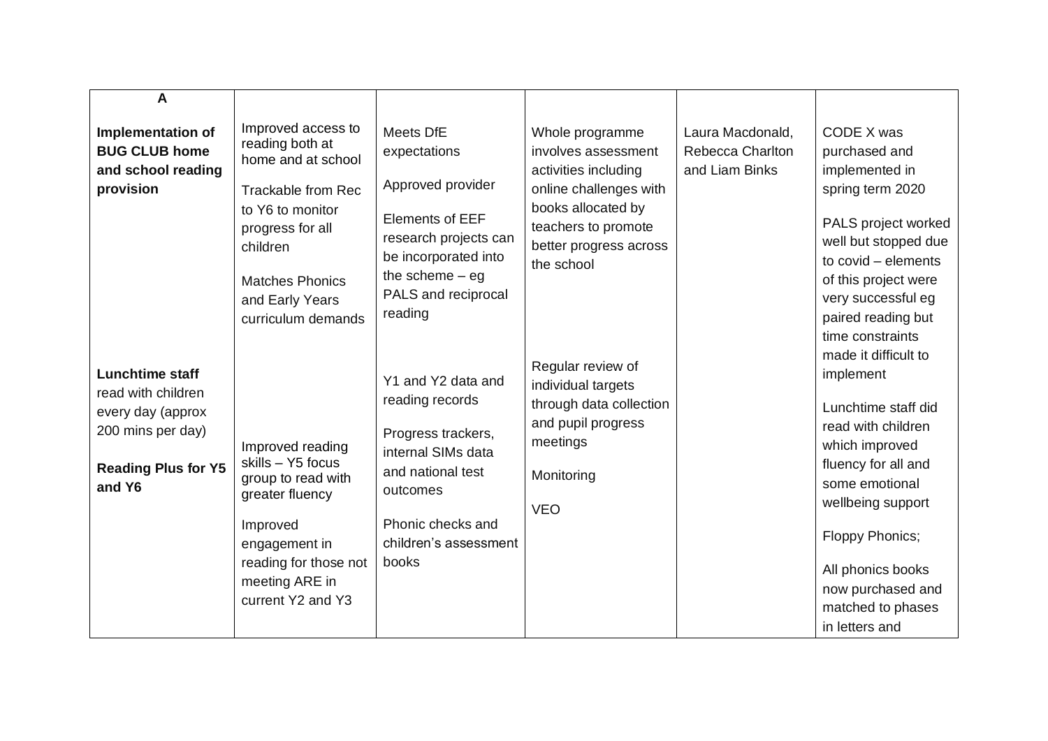| A | | | | | |
|---|---|---|---|---|---|
| **Implementation of BUG CLUB home and school reading provision** | Improved access to reading both at home and at school<br><br>Trackable from Rec to Y6 to monitor progress for all children<br><br>Matches Phonics and Early Years curriculum demands | Meets DfE expectations<br><br>Approved provider<br><br>Elements of EEF research projects can be incorporated into the scheme – eg PALS and reciprocal reading | Whole programme involves assessment activities including online challenges with books allocated by teachers to promote better progress across the school | Laura Macdonald, Rebecca Charlton and Liam Binks | CODE X was purchased and implemented in spring term 2020<br><br>PALS project worked well but stopped due to covid – elements of this project were very successful eg paired reading but time constraints made it difficult to implement |
| **Lunchtime staff** read with children every day (approx 200 mins per day)<br><br>**Reading Plus for Y5 and Y6** | Improved reading skills – Y5 focus group to read with greater fluency<br><br>Improved engagement in reading for those not meeting ARE in current Y2 and Y3 | Y1 and Y2 data and reading records<br><br>Progress trackers, internal SIMs data and national test outcomes<br><br>Phonic checks and children's assessment books | Regular review of individual targets through data collection and pupil progress meetings<br><br>Monitoring<br><br>VEO | | Lunchtime staff did read with children which improved fluency for all and some emotional wellbeing support<br><br>Floppy Phonics;<br><br>All phonics books now purchased and matched to phases in letters and |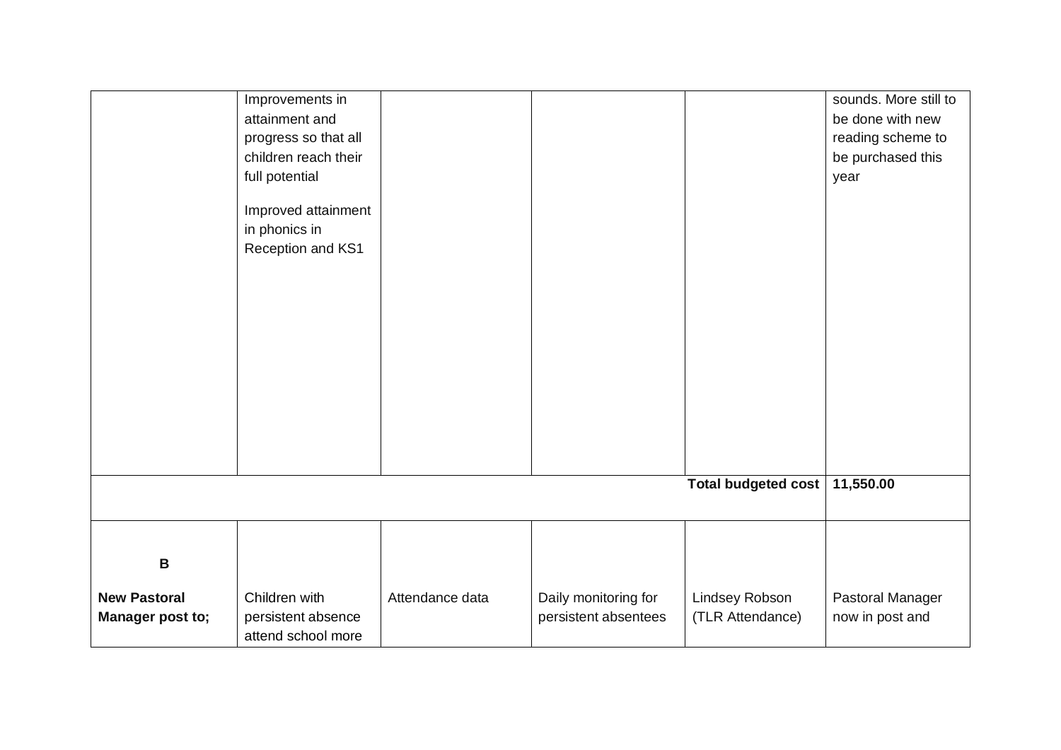|  |  |  |  |  |  |
|---|---|---|---|---|---|
|  | Improvements in attainment and progress so that all children reach their full potential<br><br>Improved attainment in phonics in Reception and KS1 |  |  |  | sounds. More still to be done with new reading scheme to be purchased this year |
|  |  |  |  | **Total budgeted cost** | **11,550.00** |
| **B**<br><br>**New Pastoral Manager post to;** | Children with persistent absence attend school more | Attendance data | Daily monitoring for persistent absentees | Lindsey Robson (TLR Attendance) | Pastoral Manager now in post and |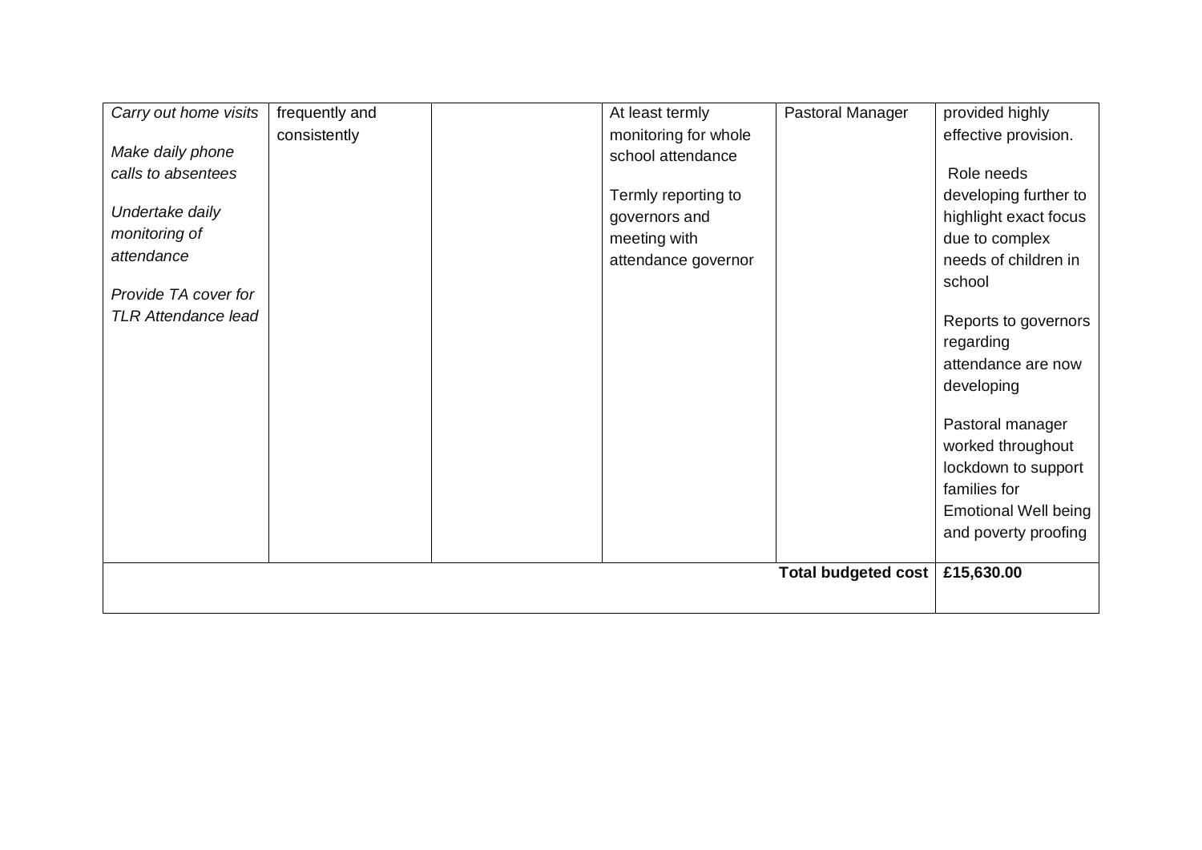| | | | | | |
|---|---|---|---|---|---|
| *Carry out home visits*<br><br>*Make daily phone calls to absentees*<br><br>*Undertake daily monitoring of attendance*<br><br>*Provide TA cover for TLR Attendance lead* | frequently and consistently | | At least termly monitoring for whole school attendance<br><br>Termly reporting to governors and meeting with attendance governor | Pastoral Manager | provided highly effective provision.<br><br>Role needs developing further to highlight exact focus due to complex needs of children in school<br><br>Reports to governors regarding attendance are now developing<br><br>Pastoral manager worked throughout lockdown to support families for Emotional Well being and poverty proofing |
| | | | | **Total budgeted cost** | **£15,630.00** |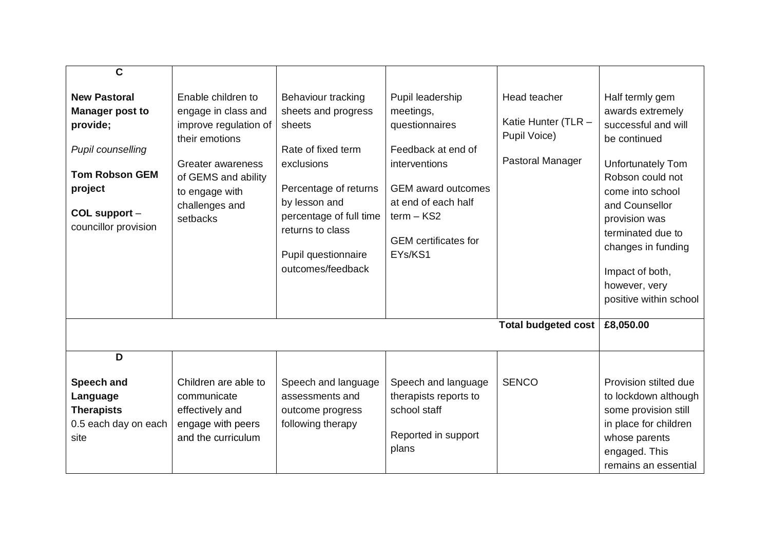| | | | | | |
|---|---|---|---|---|---|
| **C**<br><br>**New Pastoral Manager post to provide;**<br><br>*Pupil counselling*<br><br>**Tom Robson GEM project**<br><br>**COL support** – councillor provision | Enable children to engage in class and improve regulation of their emotions<br><br>Greater awareness of GEMS and ability to engage with challenges and setbacks | Behaviour tracking sheets and progress sheets<br><br>Rate of fixed term exclusions<br><br>Percentage of returns by lesson and percentage of full time returns to class<br><br>Pupil questionnaire outcomes/feedback | Pupil leadership meetings, questionnaires<br><br>Feedback at end of interventions<br><br>GEM award outcomes at end of each half term – KS2<br><br>GEM certificates for EYs/KS1 | Head teacher<br><br>Katie Hunter (TLR – Pupil Voice)<br><br>Pastoral Manager | Half termly gem awards extremely successful and will be continued<br><br>Unfortunately Tom Robson could not come into school and Counsellor provision was terminated due to changes in funding<br><br>Impact of both, however, very positive within school |
| | | | | **Total budgeted cost** | **£8,050.00** |
| **D**<br><br>**Speech and Language Therapists**<br>0.5 each day on each site | Children are able to communicate effectively and engage with peers and the curriculum | Speech and language assessments and outcome progress following therapy | Speech and language therapists reports to school staff<br><br>Reported in support plans | SENCO | Provision stilted due to lockdown although some provision still in place for children whose parents engaged. This remains an essential |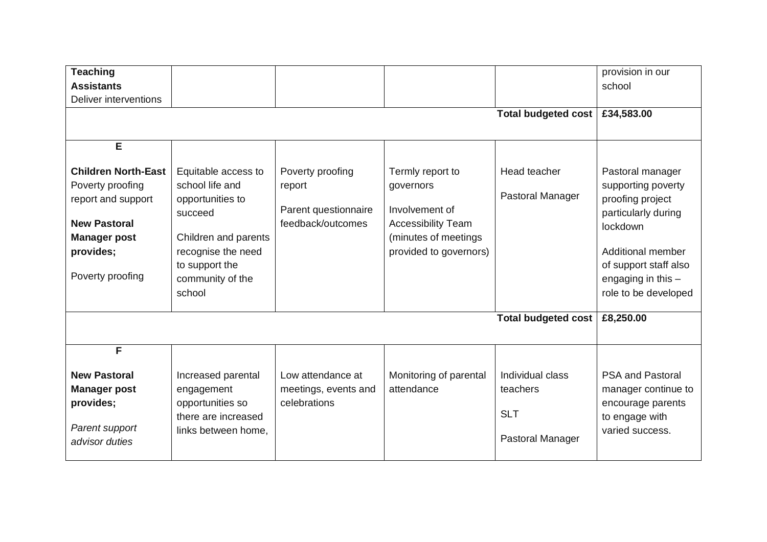| | | | | | |
|---|---|---|---|---|---|
| **Teaching Assistants** Deliver interventions | | | | | provision in our school |
| | | | | **Total budgeted cost** | **£34,583.00** |
| **E**<br><br>**Children North-East** Poverty proofing report and support<br><br>**New Pastoral Manager post provides;**<br><br>Poverty proofing | Equitable access to school life and opportunities to succeed<br><br>Children and parents recognise the need to support the community of the school | Poverty proofing report<br><br>Parent questionnaire feedback/outcomes | Termly report to governors<br><br>Involvement of Accessibility Team (minutes of meetings provided to governors) | Head teacher<br><br>Pastoral Manager | Pastoral manager supporting poverty proofing project particularly during lockdown<br><br>Additional member of support staff also engaging in this – role to be developed |
| | | | | **Total budgeted cost** | **£8,250.00** |
| **F**<br><br>**New Pastoral Manager post provides;**<br><br>*Parent support advisor duties* | Increased parental engagement opportunities so there are increased links between home, | Low attendance at meetings, events and celebrations | Monitoring of parental attendance | Individual class teachers<br><br>SLT<br><br>Pastoral Manager | PSA and Pastoral manager continue to encourage parents to engage with varied success. |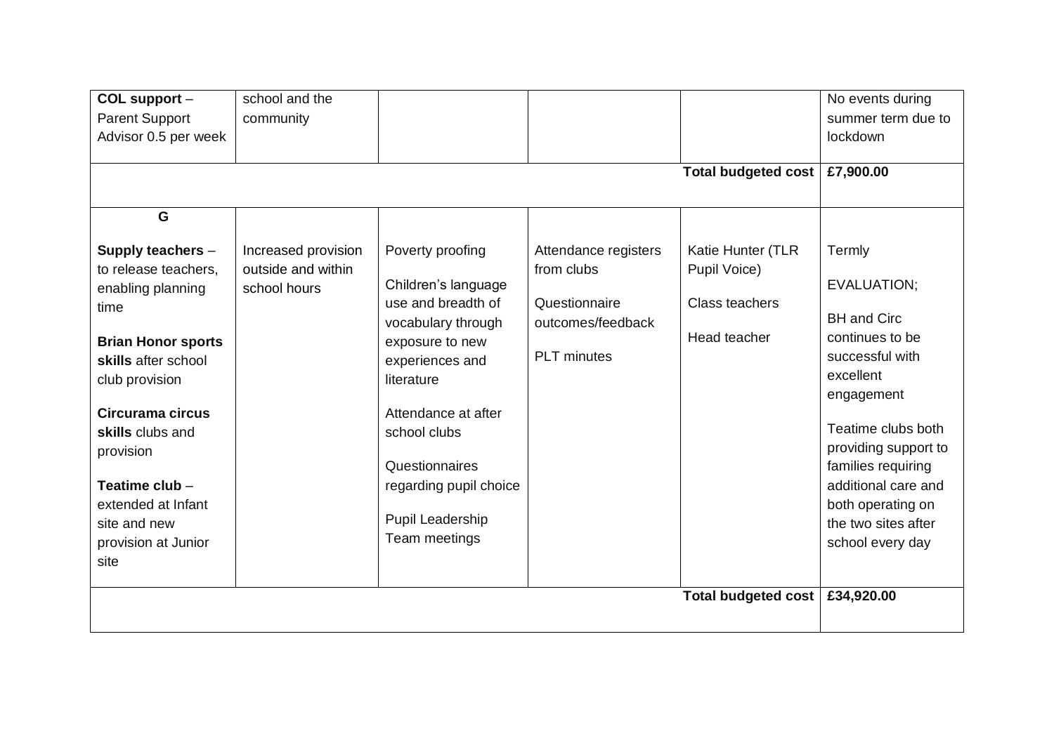| | | | | | |
|---|---|---|---|---|---|
| **COL support** – Parent Support Advisor 0.5 per week | school and the community | | | | No events during summer term due to lockdown |
| | | | | **Total budgeted cost** | **£7,900.00** |
| **G**<br><br>**Supply teachers** – to release teachers, enabling planning time<br><br>**Brian Honor sports skills** after school club provision<br><br>**Circurama circus skills** clubs and provision<br><br>**Teatime club** – extended at Infant site and new provision at Junior site | Increased provision outside and within school hours | Poverty proofing<br><br>Children's language use and breadth of vocabulary through exposure to new experiences and literature<br><br>Attendance at after school clubs<br><br>Questionnaires regarding pupil choice<br><br>Pupil Leadership Team meetings | Attendance registers from clubs<br><br>Questionnaire outcomes/feedback<br><br>PLT minutes | Katie Hunter (TLR Pupil Voice)<br><br>Class teachers<br><br>Head teacher | Termly<br><br>EVALUATION;<br><br>BH and Circ continues to be successful with excellent engagement<br><br>Teatime clubs both providing support to families requiring additional care and both operating on the two sites after school every day |
| | | | | **Total budgeted cost** | **£34,920.00** |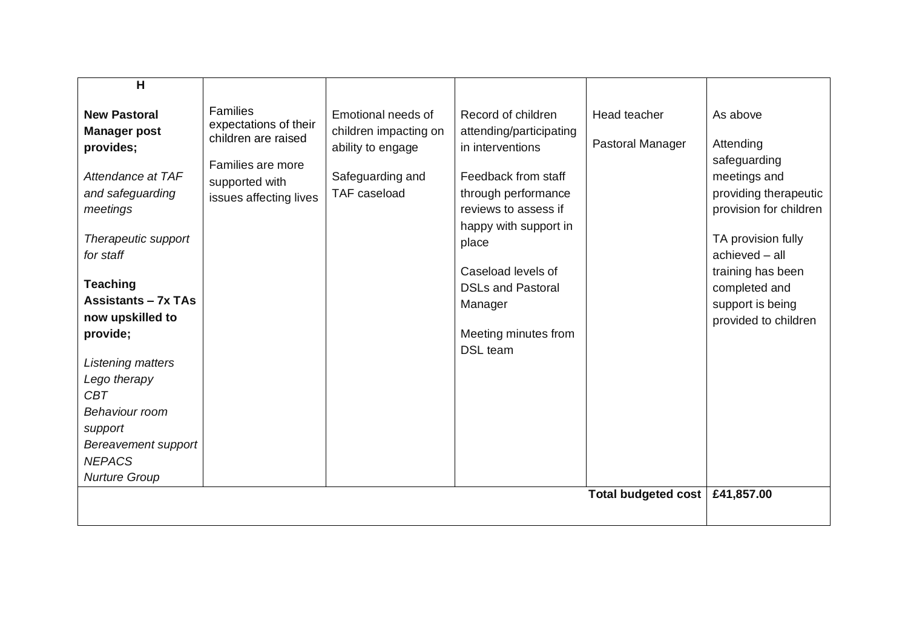| | | | | | |
|---|---|---|---|---|---|
| **H**<br><br>**New Pastoral Manager post provides;**<br><br>*Attendance at TAF and safeguarding meetings*<br><br>*Therapeutic support for staff*<br><br>**Teaching Assistants – 7x TAs now upskilled to provide;**<br><br>*Listening matters*<br>*Lego therapy*<br>*CBT*<br>*Behaviour room support*<br>*Bereavement support*<br>*NEPACS*<br>*Nurture Group* | Families expectations of their children are raised<br><br>Families are more supported with issues affecting lives | Emotional needs of children impacting on ability to engage<br><br>Safeguarding and TAF caseload | Record of children attending/participating in interventions<br><br>Feedback from staff through performance reviews to assess if happy with support in place<br><br>Caseload levels of DSLs and Pastoral Manager<br><br>Meeting minutes from DSL team | Head teacher<br><br>Pastoral Manager | As above<br><br>Attending safeguarding meetings and providing therapeutic provision for children<br><br>TA provision fully achieved – all training has been completed and support is being provided to children |
| | | | | **Total budgeted cost** | **£41,857.00** |